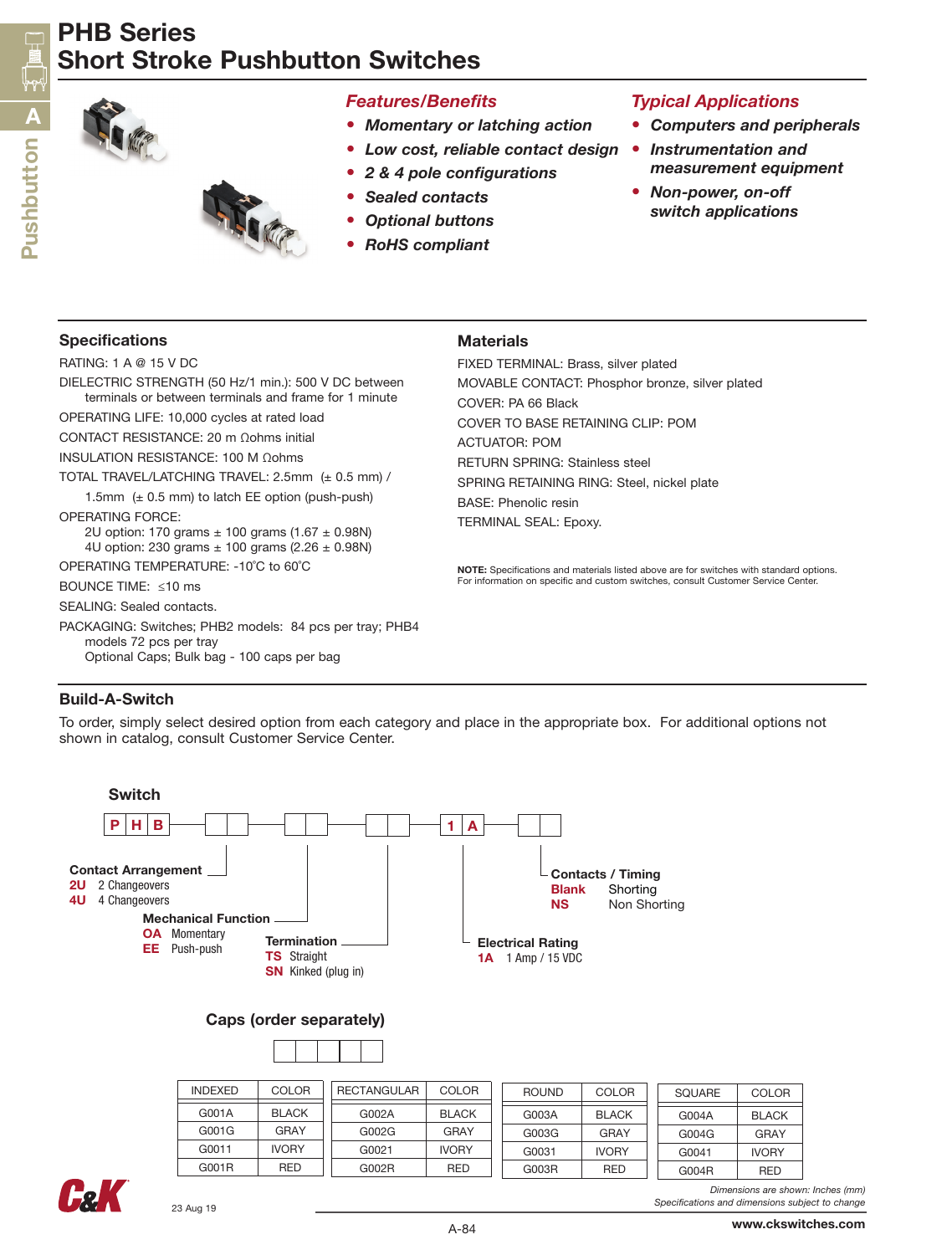# PHB Series
## Short Stroke Pushbutton Switches

### Features/Benefits

- Momentary or latching action
- Low cost, reliable contact design
- 2 & 4 pole configurations
- Sealed contacts
- Optional buttons
- RoHS compliant

### Typical Applications

- Computers and peripherals
- Instrumentation and measurement equipment
- Non-power, on-off switch applications

### Specifications

RATING: 1 A @ 15 V DC

DIELECTRIC STRENGTH (50 Hz/1 min.): 500 V DC between terminals or between terminals and frame for 1 minute

OPERATING LIFE: 10,000 cycles at rated load

CONTACT RESISTANCE: 20 m Ωohms initial

INSULATION RESISTANCE: 100 M Ωohms

TOTAL TRAVEL/LATCHING TRAVEL: 2.5mm (± 0.5 mm) / 1.5mm (± 0.5 mm) to latch EE option (push-push)

OPERATING FORCE:
2U option: 170 grams ± 100 grams (1.67 ± 0.98N)
4U option: 230 grams ± 100 grams (2.26 ± 0.98N)

OPERATING TEMPERATURE: -10˚C to 60˚C

BOUNCE TIME: ≤10 ms

SEALING: Sealed contacts.

PACKAGING: Switches; PHB2 models: 84 pcs per tray; PHB4 models 72 pcs per tray
Optional Caps; Bulk bag - 100 caps per bag

### Materials

FIXED TERMINAL: Brass, silver plated

MOVABLE CONTACT: Phosphor bronze, silver plated

COVER: PA 66 Black

COVER TO BASE RETAINING CLIP: POM

ACTUATOR: POM

RETURN SPRING: Stainless steel

SPRING RETAINING RING: Steel, nickel plate

BASE: Phenolic resin

TERMINAL SEAL: Epoxy.

**NOTE:** Specifications and materials listed above are for switches with standard options. For information on specific and custom switches, consult Customer Service Center.

### Build-A-Switch

To order, simply select desired option from each category and place in the appropriate box. For additional options not shown in catalog, consult Customer Service Center.

**Switch**

P H B — [ ][ ] — [ ][ ] — [ ][ ] — 1 A — [ ][ ]

**Contact Arrangement**
- **2U** 2 Changeovers
- **4U** 4 Changeovers

**Mechanical Function**
- **OA** Momentary
- **EE** Push-push

**Termination**
- **TS** Straight
- **SN** Kinked (plug in)

**Electrical Rating**
- **1A** 1 Amp / 15 VDC

**Contacts / Timing**
- **Blank** Shorting
- **NS** Non Shorting

**Caps (order separately)**

[ ][ ][ ][ ][ ]

| INDEXED | COLOR |
|---|---|
| G001A | BLACK |
| G001G | GRAY |
| G0011 | IVORY |
| G001R | RED |

| RECTANGULAR | COLOR |
|---|---|
| G002A | BLACK |
| G002G | GRAY |
| G0021 | IVORY |
| G002R | RED |

| ROUND | COLOR |
|---|---|
| G003A | BLACK |
| G003G | GRAY |
| G0031 | IVORY |
| G003R | RED |

| SQUARE | COLOR |
|---|---|
| G004A | BLACK |
| G004G | GRAY |
| G0041 | IVORY |
| G004R | RED |

*Dimensions are shown: Inches (mm)*
*Specifications and dimensions subject to change*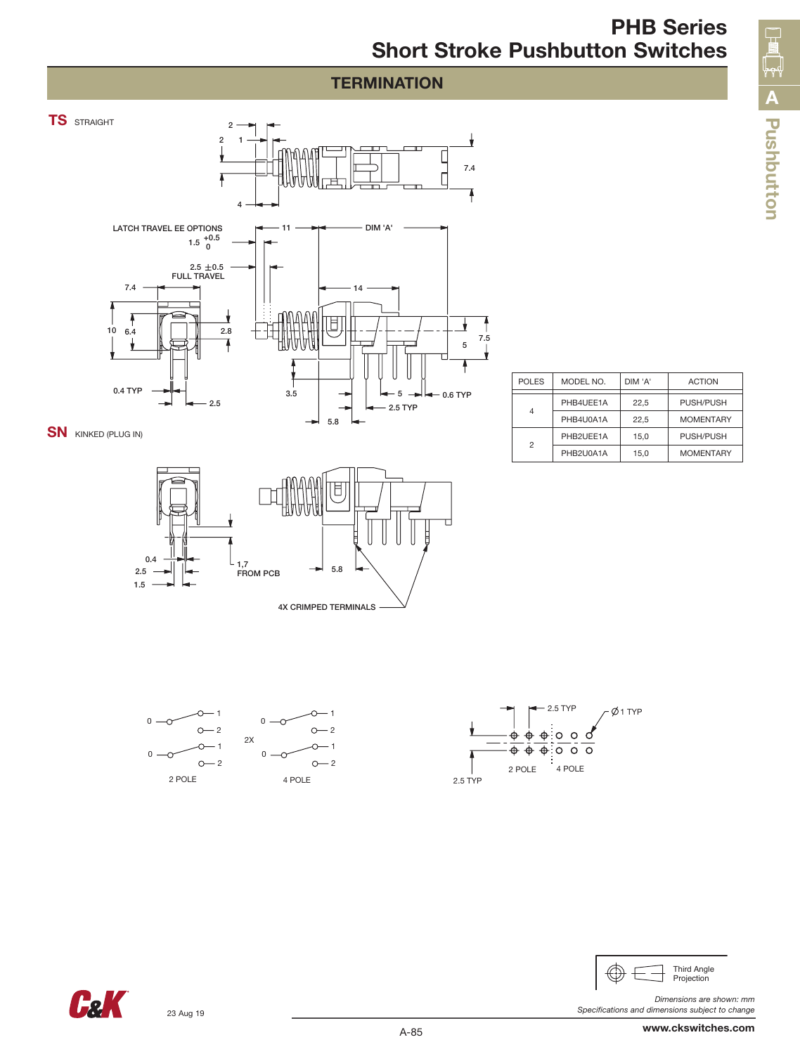## TERMINATION

**TS** STRAIGHT

LATCH TRAVEL EE OPTIONS 1.5 $^{+0.5}_{0}$

2.5 ±0.5 FULL TRAVEL

DIM 'A'

0.4 TYP

0.6 TYP

2.5 TYP

**SN** KINKED (PLUG IN)

1,7 FROM PCB

4X CRIMPED TERMINALS

| POLES | MODEL NO. | DIM 'A' | ACTION |
|---|---|---|---|
| 4 | PHB4UEE1A | 22,5 | PUSH/PUSH |
| | PHB4U0A1A | 22,5 | MOMENTARY |
| 2 | PHB2UEE1A | 15,0 | PUSH/PUSH |
| | PHB2U0A1A | 15,0 | MOMENTARY |

2 POLE

4 POLE

2.5 TYP

Ø1 TYP

Third Angle Projection

*Dimensions are shown: mm*
*Specifications and dimensions subject to change*

23 Aug 19

www.ckswitches.com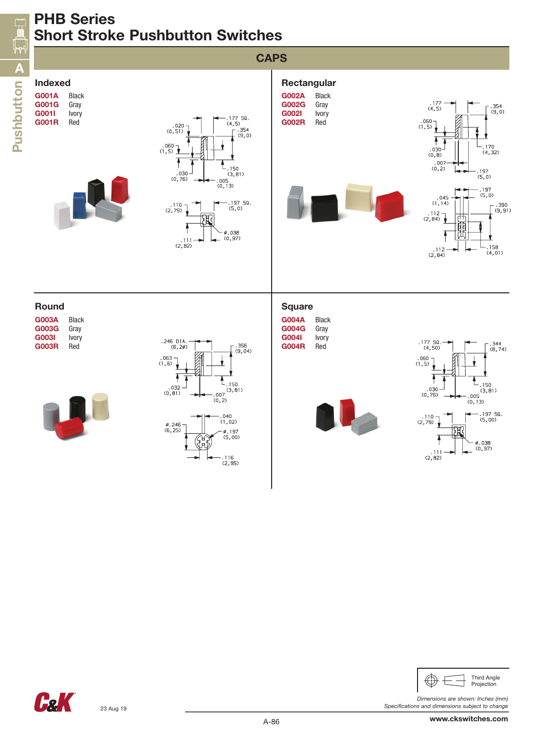# PHB Series
# Short Stroke Pushbutton Switches

## CAPS

### Indexed

| | |
|---|---|
| G001A | Black |
| G001G | Gray |
| G001I | Ivory |
| G001R | Red |

.177 SQ. (4,5)
.020 (0,51)
.354 (9,0)
.060 (1,5)
.150 (3,81)
.030 (0,76)
.005 (0,13)
.110 (2,79)
.197 SQ. (5,0)
ø.038 (0,97)
.111 (2,82)

### Rectangular

| | |
|---|---|
| G002A | Black |
| G002G | Gray |
| G002I | Ivory |
| G002R | Red |

.177 (4,5)
.354 (9,0)
.060 (1,5)
.030 (0,8)
.170 (4,32)
.007 (0,2)
.197 (5,0)
.197 (5,0)
.045 (1,14)
.390 (9,91)
.112 (2,84)
.112 (2,84)
.158 (4,01)

### Round

| | |
|---|---|
| G003A | Black |
| G003G | Gray |
| G003I | Ivory |
| G003R | Red |

.246 DIA. (6,2ø)
.356 (9,04)
.063 (1,6)
.150 (3,81)
.032 (0,81)
.007 (0,2)
.040 (1,02)
ø.246 (6,25)
ø.197 (5,00)
.116 (2,95)

### Square

| | |
|---|---|
| G004A | Black |
| G004G | Gray |
| G004I | Ivory |
| G004R | Red |

.177 SQ. (4,50)
.344 (8,74)
.060 (1,5)
.150 (3,81)
.030 (0,76)
.005 (0,13)
.110 (2,79)
.197 SQ. (5,00)
ø.038 (0,97)
.111 (2,82)

Third Angle Projection

*Dimensions are shown: Inches (mm)*
*Specifications and dimensions subject to change*

23 Aug 19

www.ckswitches.com